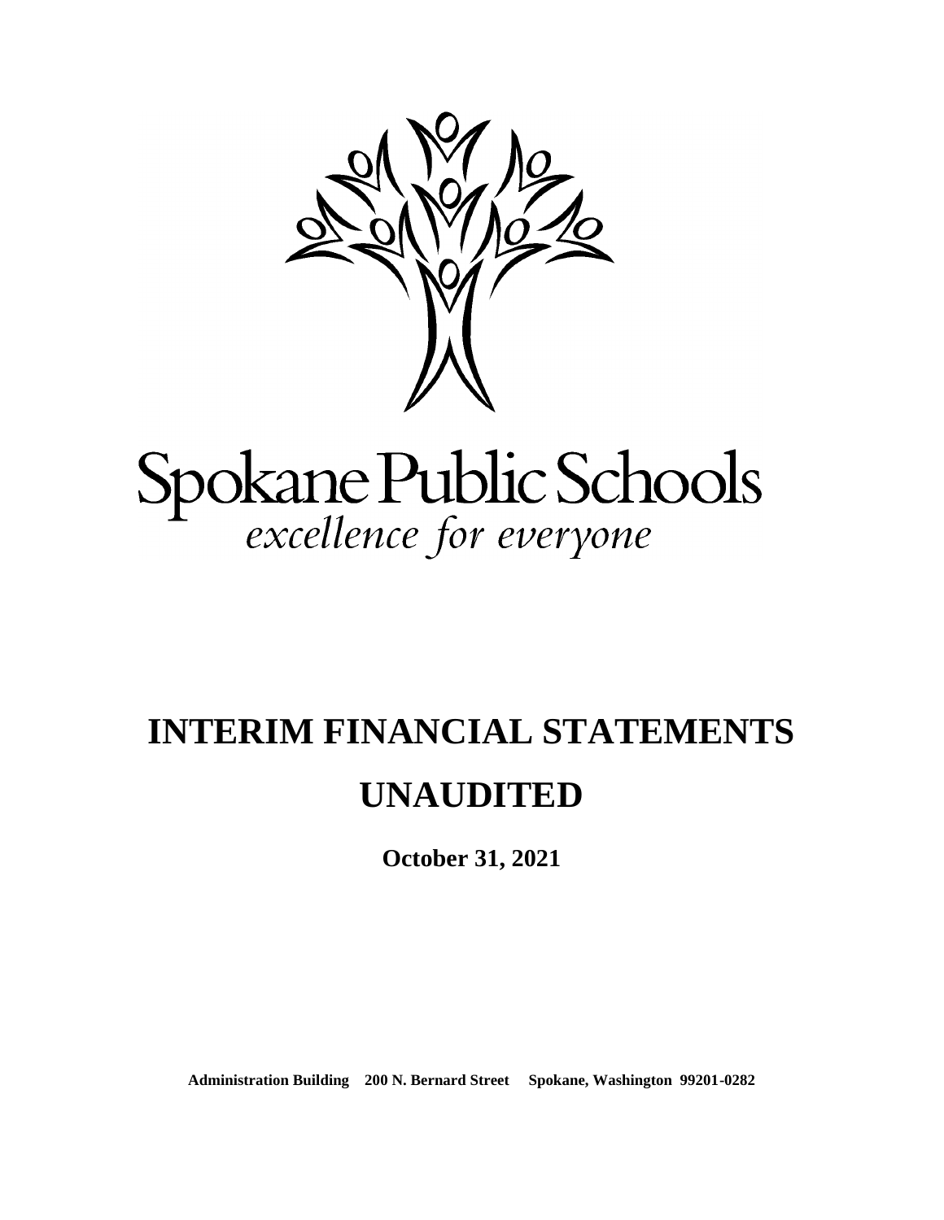Spokane Public Schools

*excellence for everyone*

# INTERIM FINANCIAL STATEMENTS

# UNAUDITED

**October 31, 2021**

**Administration Building 200 N. Bernard Street Spokane, Washington 99201-0282**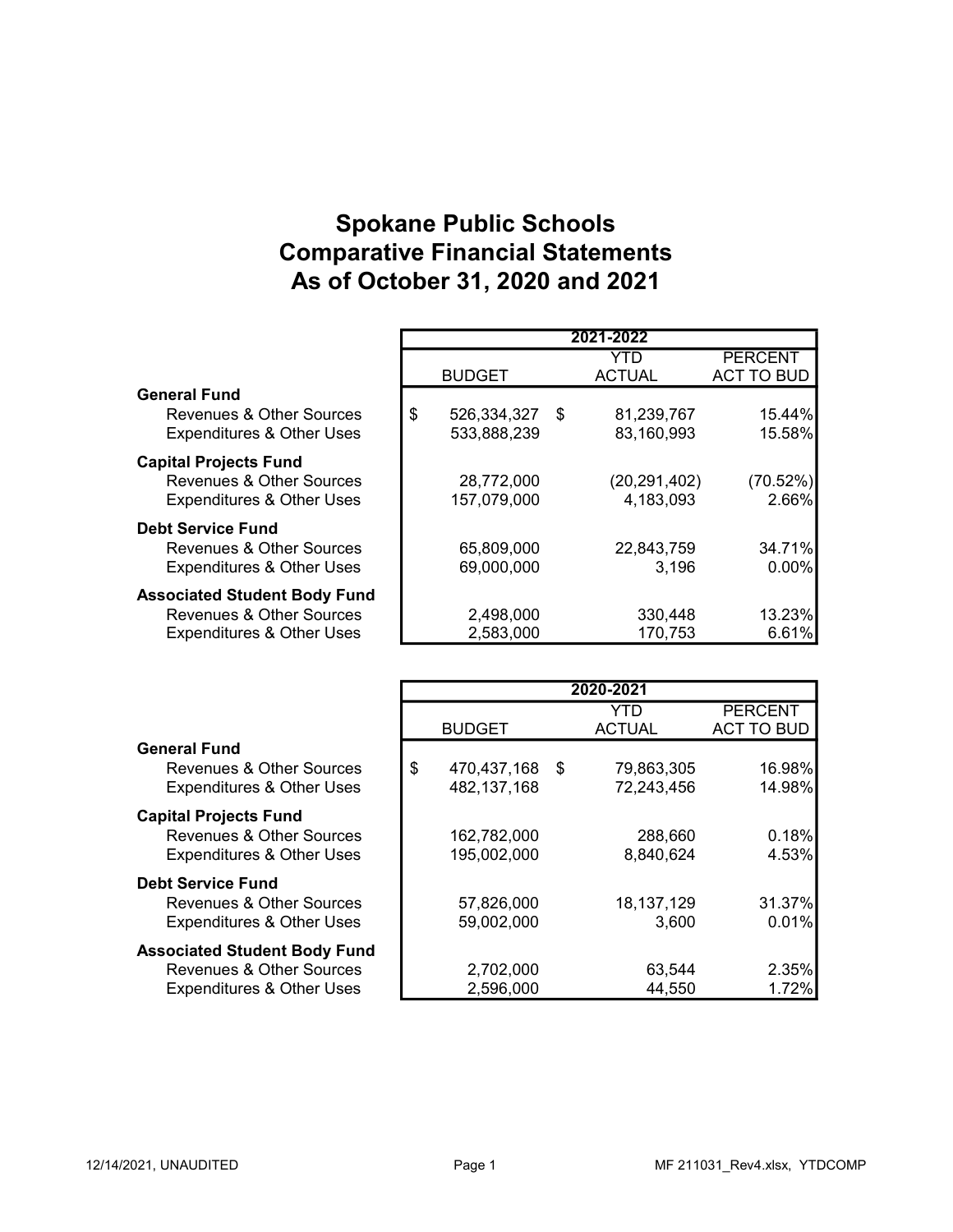# Spokane Public Schools
# Comparative Financial Statements
# As of October 31, 2020 and 2021

| | 2021-2022 | | |
|---|---|---|---|
| | BUDGET | YTD ACTUAL | PERCENT ACT TO BUD |
| **General Fund** | | | |
| Revenues & Other Sources | $ 526,334,327 | $ 81,239,767 | 15.44% |
| Expenditures & Other Uses | 533,888,239 | 83,160,993 | 15.58% |
| **Capital Projects Fund** | | | |
| Revenues & Other Sources | 28,772,000 | (20,291,402) | (70.52%) |
| Expenditures & Other Uses | 157,079,000 | 4,183,093 | 2.66% |
| **Debt Service Fund** | | | |
| Revenues & Other Sources | 65,809,000 | 22,843,759 | 34.71% |
| Expenditures & Other Uses | 69,000,000 | 3,196 | 0.00% |
| **Associated Student Body Fund** | | | |
| Revenues & Other Sources | 2,498,000 | 330,448 | 13.23% |
| Expenditures & Other Uses | 2,583,000 | 170,753 | 6.61% |

| | 2020-2021 | | |
|---|---|---|---|
| | BUDGET | YTD ACTUAL | PERCENT ACT TO BUD |
| **General Fund** | | | |
| Revenues & Other Sources | $ 470,437,168 | $ 79,863,305 | 16.98% |
| Expenditures & Other Uses | 482,137,168 | 72,243,456 | 14.98% |
| **Capital Projects Fund** | | | |
| Revenues & Other Sources | 162,782,000 | 288,660 | 0.18% |
| Expenditures & Other Uses | 195,002,000 | 8,840,624 | 4.53% |
| **Debt Service Fund** | | | |
| Revenues & Other Sources | 57,826,000 | 18,137,129 | 31.37% |
| Expenditures & Other Uses | 59,002,000 | 3,600 | 0.01% |
| **Associated Student Body Fund** | | | |
| Revenues & Other Sources | 2,702,000 | 63,544 | 2.35% |
| Expenditures & Other Uses | 2,596,000 | 44,550 | 1.72% |

12/14/2021, UNAUDITED    MF 211031_Rev4.xlsx, YTDCOMP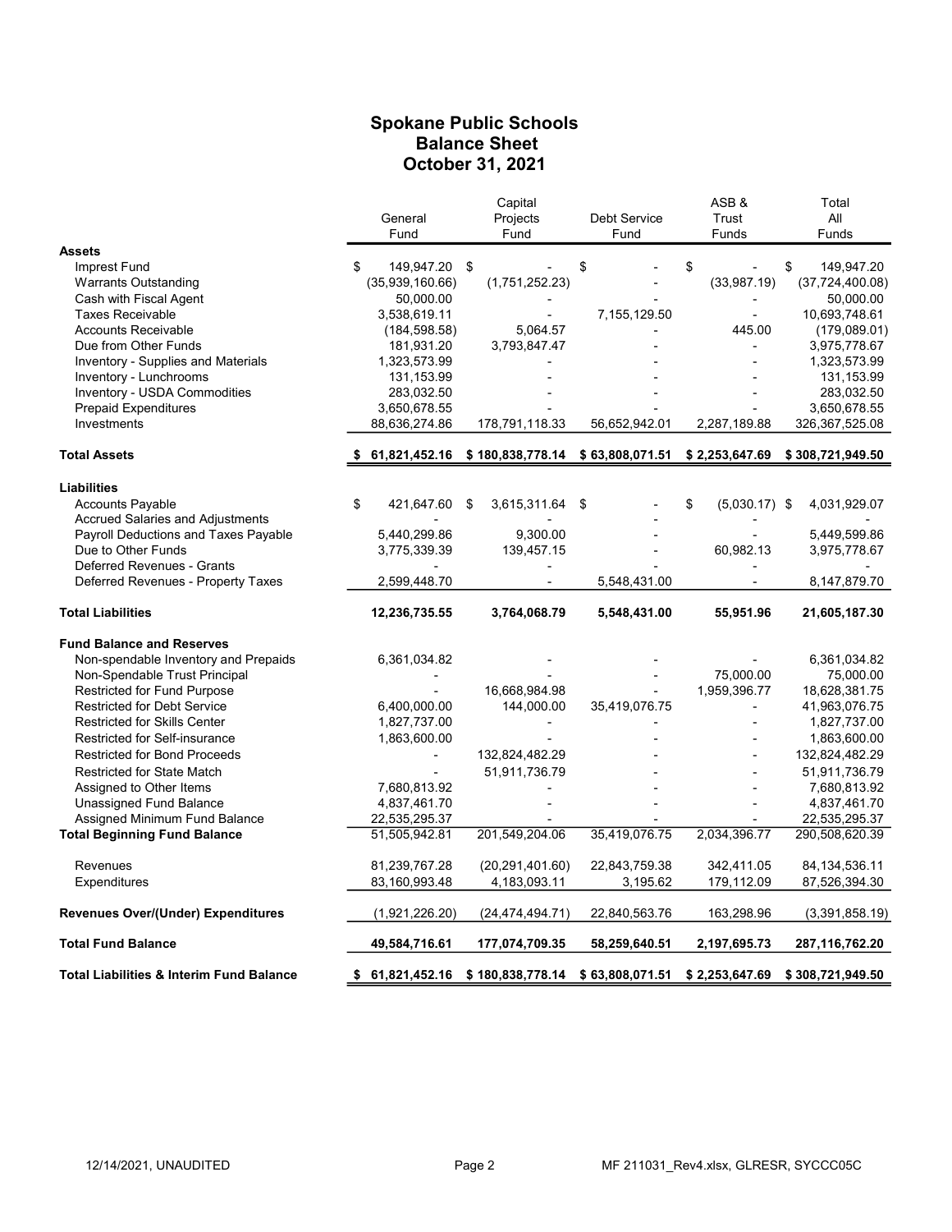# Spokane Public Schools
## Balance Sheet
### October 31, 2021

| | General Fund | Capital Projects Fund | Debt Service Fund | ASB & Trust Funds | Total All Funds |
|---|---|---|---|---|---|
| **Assets** | | | | | |
| Imprest Fund | $ 149,947.20 | $ - | $ - | $ - | $ 149,947.20 |
| Warrants Outstanding | (35,939,160.66) | (1,751,252.23) | - | (33,987.19) | (37,724,400.08) |
| Cash with Fiscal Agent | 50,000.00 | - | - | - | 50,000.00 |
| Taxes Receivable | 3,538,619.11 | - | 7,155,129.50 | - | 10,693,748.61 |
| Accounts Receivable | (184,598.58) | 5,064.57 | - | 445.00 | (179,089.01) |
| Due from Other Funds | 181,931.20 | 3,793,847.47 | - | - | 3,975,778.67 |
| Inventory - Supplies and Materials | 1,323,573.99 | - | - | - | 1,323,573.99 |
| Inventory - Lunchrooms | 131,153.99 | - | - | - | 131,153.99 |
| Inventory - USDA Commodities | 283,032.50 | - | - | - | 283,032.50 |
| Prepaid Expenditures | 3,650,678.55 | - | - | - | 3,650,678.55 |
| Investments | 88,636,274.86 | 178,791,118.33 | 56,652,942.01 | 2,287,189.88 | 326,367,525.08 |
| **Total Assets** | **$ 61,821,452.16** | **$ 180,838,778.14** | **$ 63,808,071.51** | **$ 2,253,647.69** | **$ 308,721,949.50** |
| **Liabilities** | | | | | |
| Accounts Payable | $ 421,647.60 | $ 3,615,311.64 | $ - | $ (5,030.17) | $ 4,031,929.07 |
| Accrued Salaries and Adjustments | - | - | - | - | - |
| Payroll Deductions and Taxes Payable | 5,440,299.86 | 9,300.00 | - | - | 5,449,599.86 |
| Due to Other Funds | 3,775,339.39 | 139,457.15 | - | 60,982.13 | 3,975,778.67 |
| Deferred Revenues - Grants | - | - | - | - | - |
| Deferred Revenues - Property Taxes | 2,599,448.70 | - | 5,548,431.00 | - | 8,147,879.70 |
| **Total Liabilities** | **12,236,735.55** | **3,764,068.79** | **5,548,431.00** | **55,951.96** | **21,605,187.30** |
| **Fund Balance and Reserves** | | | | | |
| Non-spendable Inventory and Prepaids | 6,361,034.82 | - | - | - | 6,361,034.82 |
| Non-Spendable Trust Principal | - | - | - | 75,000.00 | 75,000.00 |
| Restricted for Fund Purpose | - | 16,668,984.98 | - | 1,959,396.77 | 18,628,381.75 |
| Restricted for Debt Service | 6,400,000.00 | 144,000.00 | 35,419,076.75 | - | 41,963,076.75 |
| Restricted for Skills Center | 1,827,737.00 | - | - | - | 1,827,737.00 |
| Restricted for Self-insurance | 1,863,600.00 | - | - | - | 1,863,600.00 |
| Restricted for Bond Proceeds | - | 132,824,482.29 | - | - | 132,824,482.29 |
| Restricted for State Match | - | 51,911,736.79 | - | - | 51,911,736.79 |
| Assigned to Other Items | 7,680,813.92 | - | - | - | 7,680,813.92 |
| Unassigned Fund Balance | 4,837,461.70 | - | - | - | 4,837,461.70 |
| Assigned Minimum Fund Balance | 22,535,295.37 | - | - | - | 22,535,295.37 |
| **Total Beginning Fund Balance** | 51,505,942.81 | 201,549,204.06 | 35,419,076.75 | 2,034,396.77 | 290,508,620.39 |
| Revenues | 81,239,767.28 | (20,291,401.60) | 22,843,759.38 | 342,411.05 | 84,134,536.11 |
| Expenditures | 83,160,993.48 | 4,183,093.11 | 3,195.62 | 179,112.09 | 87,526,394.30 |
| **Revenues Over/(Under) Expenditures** | (1,921,226.20) | (24,474,494.71) | 22,840,563.76 | 163,298.96 | (3,391,858.19) |
| **Total Fund Balance** | **49,584,716.61** | **177,074,709.35** | **58,259,640.51** | **2,197,695.73** | **287,116,762.20** |
| **Total Liabilities & Interim Fund Balance** | **$ 61,821,452.16** | **$ 180,838,778.14** | **$ 63,808,071.51** | **$ 2,253,647.69** | **$ 308,721,949.50** |

12/14/2021, UNAUDITED　　MF 211031_Rev4.xlsx, GLRESR, SYCCC05C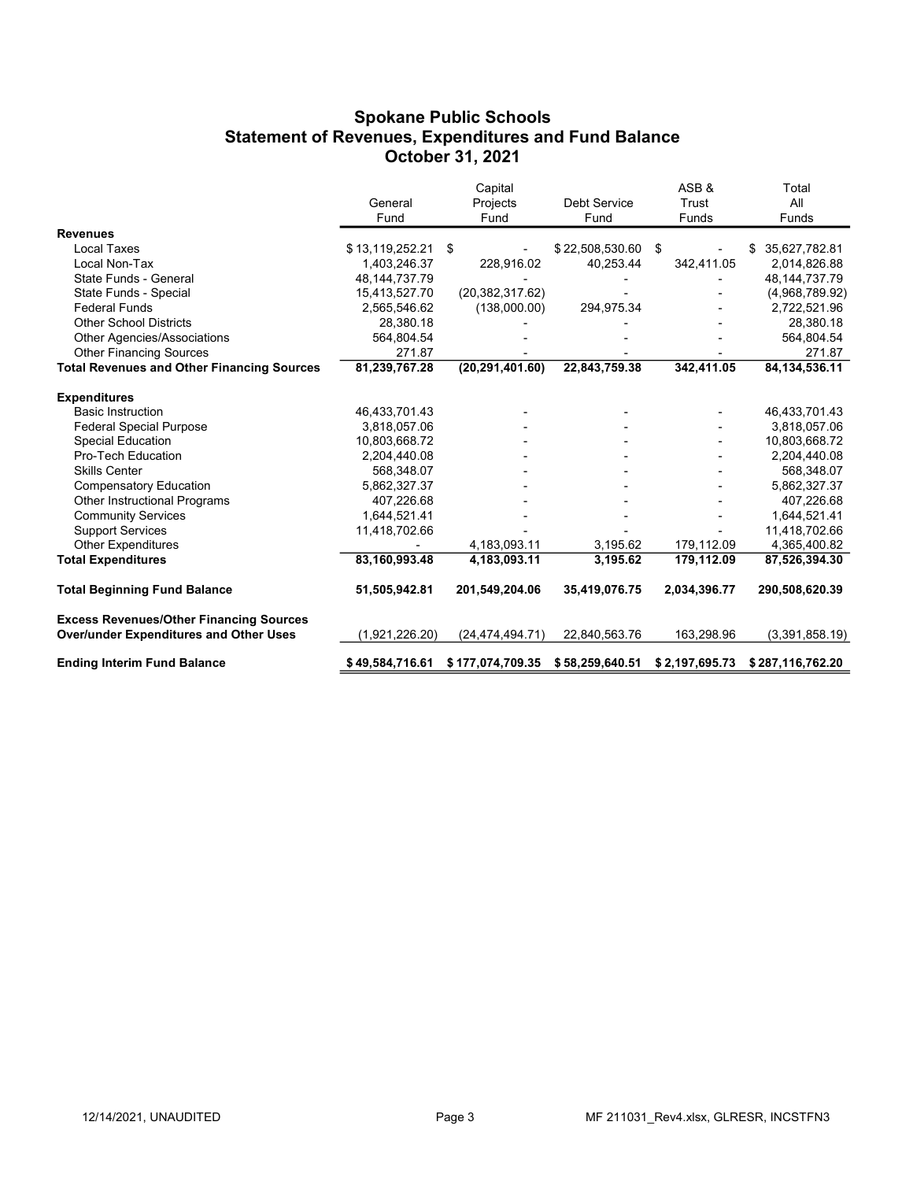# Spokane Public Schools
## Statement of Revenues, Expenditures and Fund Balance
## October 31, 2021

| | General Fund | Capital Projects Fund | Debt Service Fund | ASB & Trust Funds | Total All Funds |
|---|---|---|---|---|---|
| **Revenues** | | | | | |
| Local Taxes | $ 13,119,252.21 | $ - | $ 22,508,530.60 | $ - | $ 35,627,782.81 |
| Local Non-Tax | 1,403,246.37 | 228,916.02 | 40,253.44 | 342,411.05 | 2,014,826.88 |
| State Funds - General | 48,144,737.79 | - | - | - | 48,144,737.79 |
| State Funds - Special | 15,413,527.70 | (20,382,317.62) | - | - | (4,968,789.92) |
| Federal Funds | 2,565,546.62 | (138,000.00) | 294,975.34 | - | 2,722,521.96 |
| Other School Districts | 28,380.18 | - | - | - | 28,380.18 |
| Other Agencies/Associations | 564,804.54 | - | - | - | 564,804.54 |
| Other Financing Sources | 271.87 | - | - | - | 271.87 |
| **Total Revenues and Other Financing Sources** | **81,239,767.28** | **(20,291,401.60)** | **22,843,759.38** | **342,411.05** | **84,134,536.11** |
| **Expenditures** | | | | | |
| Basic Instruction | 46,433,701.43 | - | - | - | 46,433,701.43 |
| Federal Special Purpose | 3,818,057.06 | - | - | - | 3,818,057.06 |
| Special Education | 10,803,668.72 | - | - | - | 10,803,668.72 |
| Pro-Tech Education | 2,204,440.08 | - | - | - | 2,204,440.08 |
| Skills Center | 568,348.07 | - | - | - | 568,348.07 |
| Compensatory Education | 5,862,327.37 | - | - | - | 5,862,327.37 |
| Other Instructional Programs | 407,226.68 | - | - | - | 407,226.68 |
| Community Services | 1,644,521.41 | - | - | - | 1,644,521.41 |
| Support Services | 11,418,702.66 | - | - | - | 11,418,702.66 |
| Other Expenditures | - | 4,183,093.11 | 3,195.62 | 179,112.09 | 4,365,400.82 |
| **Total Expenditures** | **83,160,993.48** | **4,183,093.11** | **3,195.62** | **179,112.09** | **87,526,394.30** |
| **Total Beginning Fund Balance** | **51,505,942.81** | **201,549,204.06** | **35,419,076.75** | **2,034,396.77** | **290,508,620.39** |
| **Excess Revenues/Other Financing Sources Over/under Expenditures and Other Uses** | (1,921,226.20) | (24,474,494.71) | 22,840,563.76 | 163,298.96 | (3,391,858.19) |
| **Ending Interim Fund Balance** | **$ 49,584,716.61** | **$ 177,074,709.35** | **$ 58,259,640.51** | **$ 2,197,695.73** | **$ 287,116,762.20** |

12/14/2021, UNAUDITED

MF 211031_Rev4.xlsx, GLRESR, INCSTFN3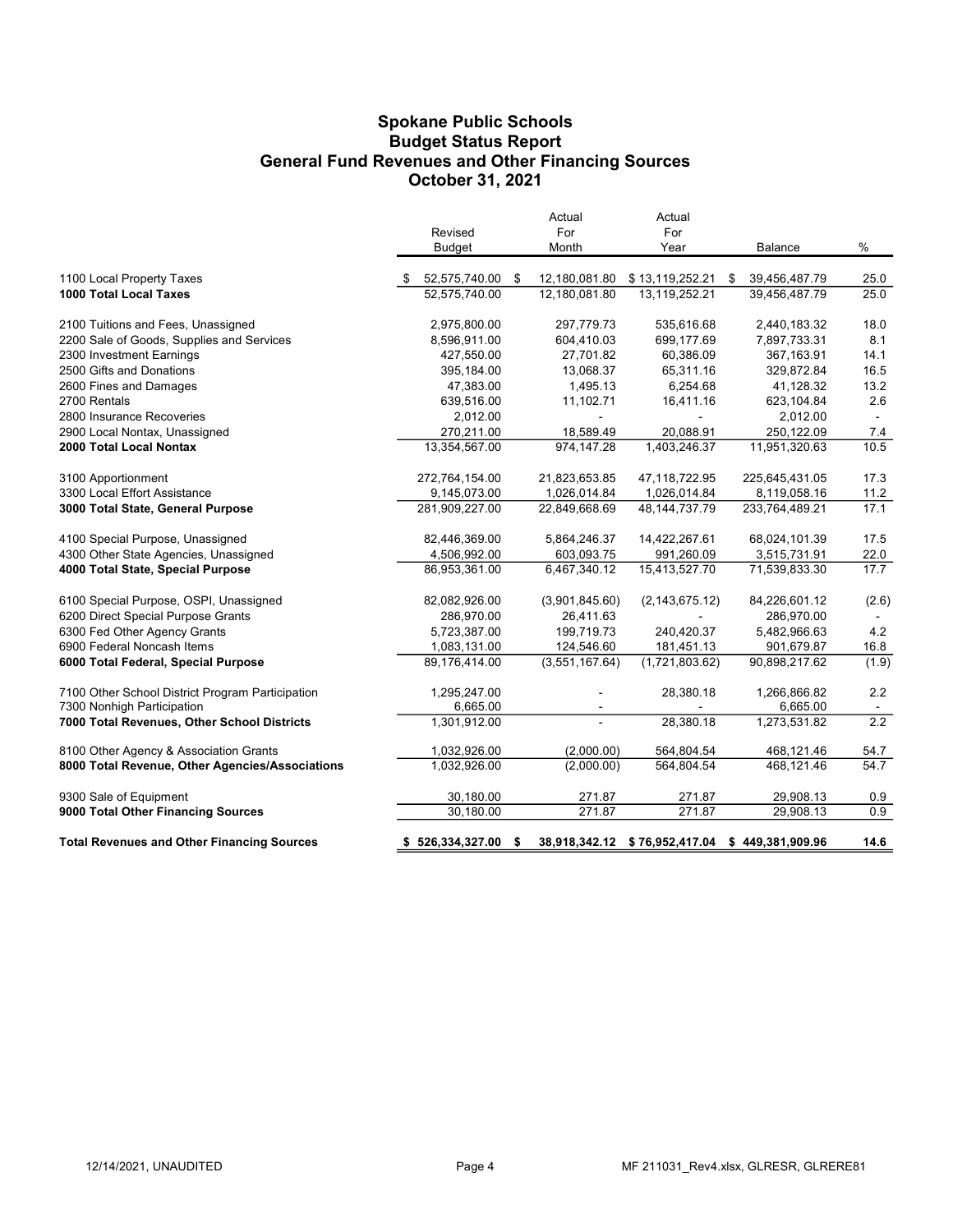# Spokane Public Schools
## Budget Status Report
## General Fund Revenues and Other Financing Sources
## October 31, 2021

| | Revised Budget | Actual For Month | Actual For Year | Balance | % |
|---|---|---|---|---|---|
| 1100 Local Property Taxes | $ 52,575,740.00 | $ 12,180,081.80 | $ 13,119,252.21 | $ 39,456,487.79 | 25.0 |
| **1000 Total Local Taxes** | 52,575,740.00 | 12,180,081.80 | 13,119,252.21 | 39,456,487.79 | 25.0 |
| | | | | | |
| 2100 Tuitions and Fees, Unassigned | 2,975,800.00 | 297,779.73 | 535,616.68 | 2,440,183.32 | 18.0 |
| 2200 Sale of Goods, Supplies and Services | 8,596,911.00 | 604,410.03 | 699,177.69 | 7,897,733.31 | 8.1 |
| 2300 Investment Earnings | 427,550.00 | 27,701.82 | 60,386.09 | 367,163.91 | 14.1 |
| 2500 Gifts and Donations | 395,184.00 | 13,068.37 | 65,311.16 | 329,872.84 | 16.5 |
| 2600 Fines and Damages | 47,383.00 | 1,495.13 | 6,254.68 | 41,128.32 | 13.2 |
| 2700 Rentals | 639,516.00 | 11,102.71 | 16,411.16 | 623,104.84 | 2.6 |
| 2800 Insurance Recoveries | 2,012.00 | - | - | 2,012.00 | - |
| 2900 Local Nontax, Unassigned | 270,211.00 | 18,589.49 | 20,088.91 | 250,122.09 | 7.4 |
| **2000 Total Local Nontax** | 13,354,567.00 | 974,147.28 | 1,403,246.37 | 11,951,320.63 | 10.5 |
| | | | | | |
| 3100 Apportionment | 272,764,154.00 | 21,823,653.85 | 47,118,722.95 | 225,645,431.05 | 17.3 |
| 3300 Local Effort Assistance | 9,145,073.00 | 1,026,014.84 | 1,026,014.84 | 8,119,058.16 | 11.2 |
| **3000 Total State, General Purpose** | 281,909,227.00 | 22,849,668.69 | 48,144,737.79 | 233,764,489.21 | 17.1 |
| | | | | | |
| 4100 Special Purpose, Unassigned | 82,446,369.00 | 5,864,246.37 | 14,422,267.61 | 68,024,101.39 | 17.5 |
| 4300 Other State Agencies, Unassigned | 4,506,992.00 | 603,093.75 | 991,260.09 | 3,515,731.91 | 22.0 |
| **4000 Total State, Special Purpose** | 86,953,361.00 | 6,467,340.12 | 15,413,527.70 | 71,539,833.30 | 17.7 |
| | | | | | |
| 6100 Special Purpose, OSPI, Unassigned | 82,082,926.00 | (3,901,845.60) | (2,143,675.12) | 84,226,601.12 | (2.6) |
| 6200 Direct Special Purpose Grants | 286,970.00 | 26,411.63 | - | 286,970.00 | - |
| 6300 Fed Other Agency Grants | 5,723,387.00 | 199,719.73 | 240,420.37 | 5,482,966.63 | 4.2 |
| 6900 Federal Noncash Items | 1,083,131.00 | 124,546.60 | 181,451.13 | 901,679.87 | 16.8 |
| **6000 Total Federal, Special Purpose** | 89,176,414.00 | (3,551,167.64) | (1,721,803.62) | 90,898,217.62 | (1.9) |
| | | | | | |
| 7100 Other School District Program Participation | 1,295,247.00 | - | 28,380.18 | 1,266,866.82 | 2.2 |
| 7300 Nonhigh Participation | 6,665.00 | - | - | 6,665.00 | - |
| **7000 Total Revenues, Other School Districts** | 1,301,912.00 | - | 28,380.18 | 1,273,531.82 | 2.2 |
| | | | | | |
| 8100 Other Agency & Association Grants | 1,032,926.00 | (2,000.00) | 564,804.54 | 468,121.46 | 54.7 |
| **8000 Total Revenue, Other Agencies/Associations** | 1,032,926.00 | (2,000.00) | 564,804.54 | 468,121.46 | 54.7 |
| | | | | | |
| 9300 Sale of Equipment | 30,180.00 | 271.87 | 271.87 | 29,908.13 | 0.9 |
| **9000 Total Other Financing Sources** | 30,180.00 | 271.87 | 271.87 | 29,908.13 | 0.9 |
| | | | | | |
| **Total Revenues and Other Financing Sources** | **$ 526,334,327.00** | **$ 38,918,342.12** | **$ 76,952,417.04** | **$ 449,381,909.96** | **14.6** |

12/14/2021, UNAUDITED MF 211031_Rev4.xlsx, GLRESR, GLRERE81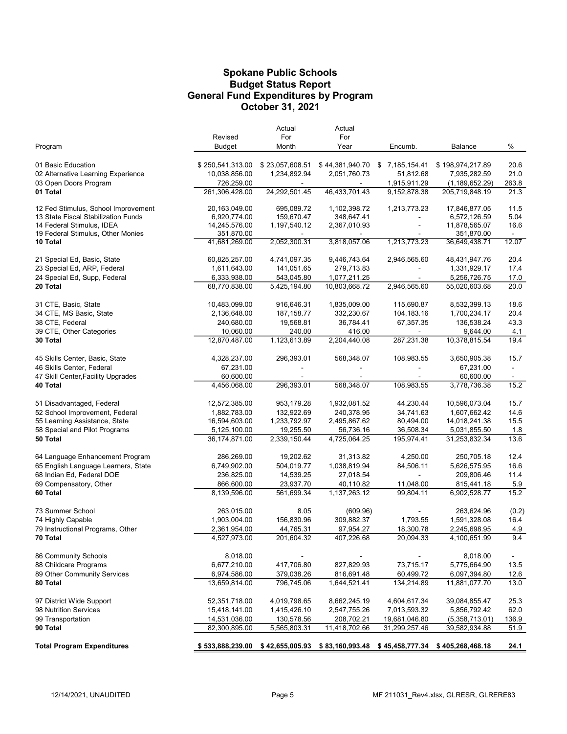# Spokane Public Schools
## Budget Status Report
## General Fund Expenditures by Program
## October 31, 2021

| Program | Revised Budget | Actual For Month | Actual For Year | Encumb. | Balance | % |
|---|---|---|---|---|---|---|
| 01 Basic Education | $ 250,541,313.00 | $ 23,057,608.51 | $ 44,381,940.70 | $ 7,185,154.41 | $ 198,974,217.89 | 20.6 |
| 02 Alternative Learning Experience | 10,038,856.00 | 1,234,892.94 | 2,051,760.73 | 51,812.68 | 7,935,282.59 | 21.0 |
| 03 Open Doors Program | 726,259.00 | - | - | 1,915,911.29 | (1,189,652.29) | 263.8 |
| **01 Total** | 261,306,428.00 | 24,292,501.45 | 46,433,701.43 | 9,152,878.38 | 205,719,848.19 | 21.3 |
| 12 Fed Stimulus, School Improvement | 20,163,049.00 | 695,089.72 | 1,102,398.72 | 1,213,773.23 | 17,846,877.05 | 11.5 |
| 13 State Fiscal Stabilization Funds | 6,920,774.00 | 159,670.47 | 348,647.41 | - | 6,572,126.59 | 5.04 |
| 14 Federal Stimulus, IDEA | 14,245,576.00 | 1,197,540.12 | 2,367,010.93 | - | 11,878,565.07 | 16.6 |
| 19 Federal Stimulus, Other Monies | 351,870.00 | - | - | - | 351,870.00 | - |
| **10 Total** | 41,681,269.00 | 2,052,300.31 | 3,818,057.06 | 1,213,773.23 | 36,649,438.71 | 12.07 |
| 21 Special Ed, Basic, State | 60,825,257.00 | 4,741,097.35 | 9,446,743.64 | 2,946,565.60 | 48,431,947.76 | 20.4 |
| 23 Special Ed, ARP, Federal | 1,611,643.00 | 141,051.65 | 279,713.83 | - | 1,331,929.17 | 17.4 |
| 24 Special Ed, Supp, Federal | 6,333,938.00 | 543,045.80 | 1,077,211.25 | - | 5,256,726.75 | 17.0 |
| **20 Total** | 68,770,838.00 | 5,425,194.80 | 10,803,668.72 | 2,946,565.60 | 55,020,603.68 | 20.0 |
| 31 CTE, Basic, State | 10,483,099.00 | 916,646.31 | 1,835,009.00 | 115,690.87 | 8,532,399.13 | 18.6 |
| 34 CTE, MS Basic, State | 2,136,648.00 | 187,158.77 | 332,230.67 | 104,183.16 | 1,700,234.17 | 20.4 |
| 38 CTE, Federal | 240,680.00 | 19,568.81 | 36,784.41 | 67,357.35 | 136,538.24 | 43.3 |
| 39 CTE, Other Categories | 10,060.00 | 240.00 | 416.00 | - | 9,644.00 | 4.1 |
| **30 Total** | 12,870,487.00 | 1,123,613.89 | 2,204,440.08 | 287,231.38 | 10,378,815.54 | 19.4 |
| 45 Skills Center, Basic, State | 4,328,237.00 | 296,393.01 | 568,348.07 | 108,983.55 | 3,650,905.38 | 15.7 |
| 46 Skills Center, Federal | 67,231.00 | - | - | - | 67,231.00 | - |
| 47 Skill Center,Facility Upgrades | 60,600.00 | - | - | - | 60,600.00 | - |
| **40 Total** | 4,456,068.00 | 296,393.01 | 568,348.07 | 108,983.55 | 3,778,736.38 | 15.2 |
| 51 Disadvantaged, Federal | 12,572,385.00 | 953,179.28 | 1,932,081.52 | 44,230.44 | 10,596,073.04 | 15.7 |
| 52 School Improvement, Federal | 1,882,783.00 | 132,922.69 | 240,378.95 | 34,741.63 | 1,607,662.42 | 14.6 |
| 55 Learning Assistance, State | 16,594,603.00 | 1,233,792.97 | 2,495,867.62 | 80,494.00 | 14,018,241.38 | 15.5 |
| 58 Special and Pilot Programs | 5,125,100.00 | 19,255.50 | 56,736.16 | 36,508.34 | 5,031,855.50 | 1.8 |
| **50 Total** | 36,174,871.00 | 2,339,150.44 | 4,725,064.25 | 195,974.41 | 31,253,832.34 | 13.6 |
| 64 Language Enhancement Program | 286,269.00 | 19,202.62 | 31,313.82 | 4,250.00 | 250,705.18 | 12.4 |
| 65 English Language Learners, State | 6,749,902.00 | 504,019.77 | 1,038,819.94 | 84,506.11 | 5,626,575.95 | 16.6 |
| 68 Indian Ed, Federal DOE | 236,825.00 | 14,539.25 | 27,018.54 | - | 209,806.46 | 11.4 |
| 69 Compensatory, Other | 866,600.00 | 23,937.70 | 40,110.82 | 11,048.00 | 815,441.18 | 5.9 |
| **60 Total** | 8,139,596.00 | 561,699.34 | 1,137,263.12 | 99,804.11 | 6,902,528.77 | 15.2 |
| 73 Summer School | 263,015.00 | 8.05 | (609.96) | - | 263,624.96 | (0.2) |
| 74 Highly Capable | 1,903,004.00 | 156,830.96 | 309,882.37 | 1,793.55 | 1,591,328.08 | 16.4 |
| 79 Instructional Programs, Other | 2,361,954.00 | 44,765.31 | 97,954.27 | 18,300.78 | 2,245,698.95 | 4.9 |
| **70 Total** | 4,527,973.00 | 201,604.32 | 407,226.68 | 20,094.33 | 4,100,651.99 | 9.4 |
| 86 Community Schools | 8,018.00 | - | - | - | 8,018.00 | - |
| 88 Childcare Programs | 6,677,210.00 | 417,706.80 | 827,829.93 | 73,715.17 | 5,775,664.90 | 13.5 |
| 89 Other Community Services | 6,974,586.00 | 379,038.26 | 816,691.48 | 60,499.72 | 6,097,394.80 | 12.6 |
| **80 Total** | 13,659,814.00 | 796,745.06 | 1,644,521.41 | 134,214.89 | 11,881,077.70 | 13.0 |
| 97 District Wide Support | 52,351,718.00 | 4,019,798.65 | 8,662,245.19 | 4,604,617.34 | 39,084,855.47 | 25.3 |
| 98 Nutrition Services | 15,418,141.00 | 1,415,426.10 | 2,547,755.26 | 7,013,593.32 | 5,856,792.42 | 62.0 |
| 99 Transportation | 14,531,036.00 | 130,578.56 | 208,702.21 | 19,681,046.80 | (5,358,713.01) | 136.9 |
| **90 Total** | 82,300,895.00 | 5,565,803.31 | 11,418,702.66 | 31,299,257.46 | 39,582,934.88 | 51.9 |
| **Total Program Expenditures** | **$ 533,888,239.00** | **$ 42,655,005.93** | **$ 83,160,993.48** | **$ 45,458,777.34** | **$ 405,268,468.18** | **24.1** |

12/14/2021, UNAUDITED MF 211031_Rev4.xlsx, GLRESR, GLRERE83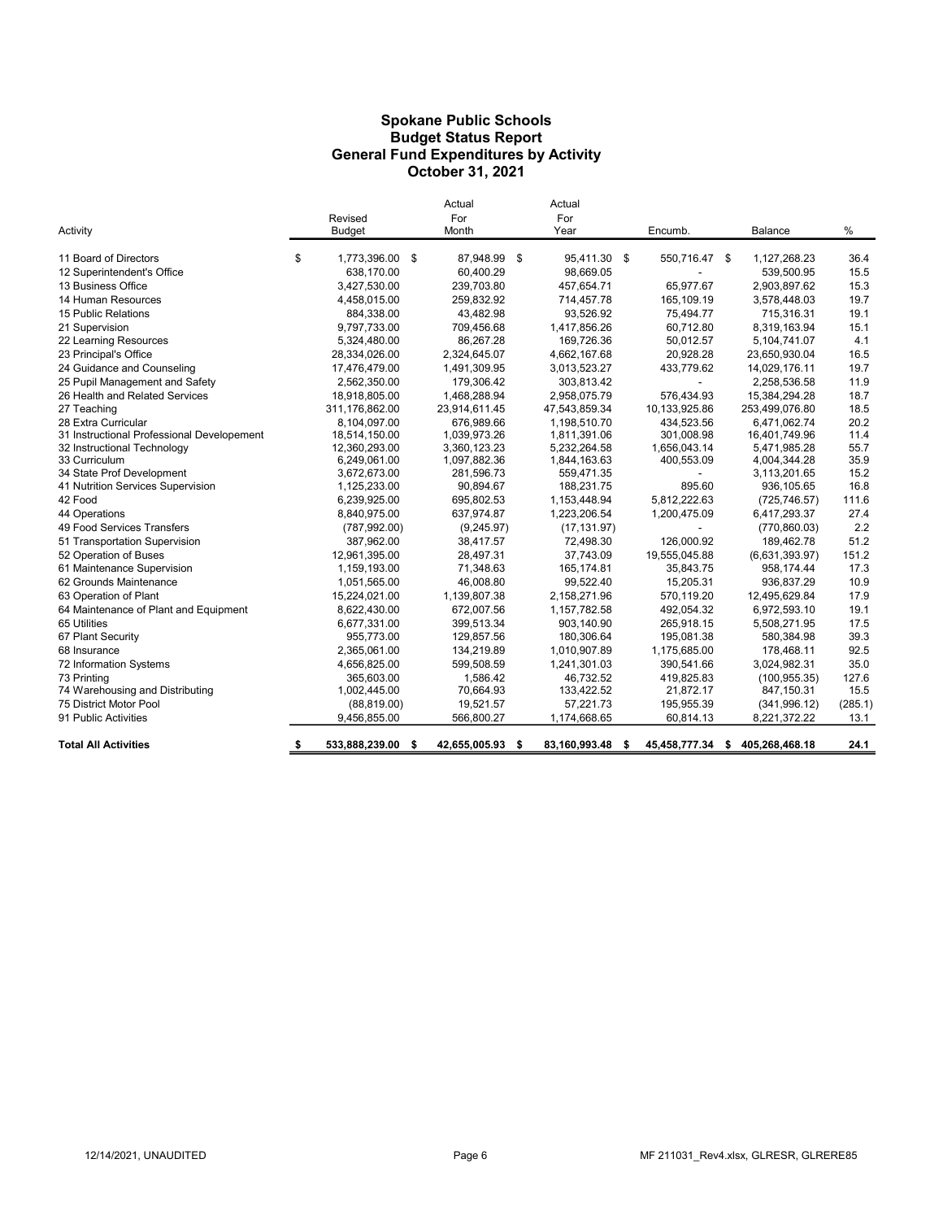# Spokane Public Schools
## Budget Status Report
## General Fund Expenditures by Activity
## October 31, 2021

| Activity | Revised Budget | Actual For Month | Actual For Year | Encumb. | Balance | % |
|---|---|---|---|---|---|---|
| 11 Board of Directors | $ 1,773,396.00 | $ 87,948.99 | $ 95,411.30 | $ 550,716.47 | $ 1,127,268.23 | 36.4 |
| 12 Superintendent's Office | 638,170.00 | 60,400.29 | 98,669.05 | - | 539,500.95 | 15.5 |
| 13 Business Office | 3,427,530.00 | 239,703.80 | 457,654.71 | 65,977.67 | 2,903,897.62 | 15.3 |
| 14 Human Resources | 4,458,015.00 | 259,832.92 | 714,457.78 | 165,109.19 | 3,578,448.03 | 19.7 |
| 15 Public Relations | 884,338.00 | 43,482.98 | 93,526.92 | 75,494.77 | 715,316.31 | 19.1 |
| 21 Supervision | 9,797,733.00 | 709,456.68 | 1,417,856.26 | 60,712.80 | 8,319,163.94 | 15.1 |
| 22 Learning Resources | 5,324,480.00 | 86,267.28 | 169,726.36 | 50,012.57 | 5,104,741.07 | 4.1 |
| 23 Principal's Office | 28,334,026.00 | 2,324,645.07 | 4,662,167.68 | 20,928.28 | 23,650,930.04 | 16.5 |
| 24 Guidance and Counseling | 17,476,479.00 | 1,491,309.95 | 3,013,523.27 | 433,779.62 | 14,029,176.11 | 19.7 |
| 25 Pupil Management and Safety | 2,562,350.00 | 179,306.42 | 303,813.42 | - | 2,258,536.58 | 11.9 |
| 26 Health and Related Services | 18,918,805.00 | 1,468,288.94 | 2,958,075.79 | 576,434.93 | 15,384,294.28 | 18.7 |
| 27 Teaching | 311,176,862.00 | 23,914,611.45 | 47,543,859.34 | 10,133,925.86 | 253,499,076.80 | 18.5 |
| 28 Extra Curricular | 8,104,097.00 | 676,989.66 | 1,198,510.70 | 434,523.56 | 6,471,062.74 | 20.2 |
| 31 Instructional Professional Developement | 18,514,150.00 | 1,039,973.26 | 1,811,391.06 | 301,008.98 | 16,401,749.96 | 11.4 |
| 32 Instructional Technology | 12,360,293.00 | 3,360,123.23 | 5,232,264.58 | 1,656,043.14 | 5,471,985.28 | 55.7 |
| 33 Curriculum | 6,249,061.00 | 1,097,882.36 | 1,844,163.63 | 400,553.09 | 4,004,344.28 | 35.9 |
| 34 State Prof Development | 3,672,673.00 | 281,596.73 | 559,471.35 | - | 3,113,201.65 | 15.2 |
| 41 Nutrition Services Supervision | 1,125,233.00 | 90,894.67 | 188,231.75 | 895.60 | 936,105.65 | 16.8 |
| 42 Food | 6,239,925.00 | 695,802.53 | 1,153,448.94 | 5,812,222.63 | (725,746.57) | 111.6 |
| 44 Operations | 8,840,975.00 | 637,974.87 | 1,223,206.54 | 1,200,475.09 | 6,417,293.37 | 27.4 |
| 49 Food Services Transfers | (787,992.00) | (9,245.97) | (17,131.97) | - | (770,860.03) | 2.2 |
| 51 Transportation Supervision | 387,962.00 | 38,417.57 | 72,498.30 | 126,000.92 | 189,462.78 | 51.2 |
| 52 Operation of Buses | 12,961,395.00 | 28,497.31 | 37,743.09 | 19,555,045.88 | (6,631,393.97) | 151.2 |
| 61 Maintenance Supervision | 1,159,193.00 | 71,348.63 | 165,174.81 | 35,843.75 | 958,174.44 | 17.3 |
| 62 Grounds Maintenance | 1,051,565.00 | 46,008.80 | 99,522.40 | 15,205.31 | 936,837.29 | 10.9 |
| 63 Operation of Plant | 15,224,021.00 | 1,139,807.38 | 2,158,271.96 | 570,119.20 | 12,495,629.84 | 17.9 |
| 64 Maintenance of Plant and Equipment | 8,622,430.00 | 672,007.56 | 1,157,782.58 | 492,054.32 | 6,972,593.10 | 19.1 |
| 65 Utilities | 6,677,331.00 | 399,513.34 | 903,140.90 | 265,918.15 | 5,508,271.95 | 17.5 |
| 67 Plant Security | 955,773.00 | 129,857.56 | 180,306.64 | 195,081.38 | 580,384.98 | 39.3 |
| 68 Insurance | 2,365,061.00 | 134,219.89 | 1,010,907.89 | 1,175,685.00 | 178,468.11 | 92.5 |
| 72 Information Systems | 4,656,825.00 | 599,508.59 | 1,241,301.03 | 390,541.66 | 3,024,982.31 | 35.0 |
| 73 Printing | 365,603.00 | 1,586.42 | 46,732.52 | 419,825.83 | (100,955.35) | 127.6 |
| 74 Warehousing and Distributing | 1,002,445.00 | 70,664.93 | 133,422.52 | 21,872.17 | 847,150.31 | 15.5 |
| 75 District Motor Pool | (88,819.00) | 19,521.57 | 57,221.73 | 195,955.39 | (341,996.12) | (285.1) |
| 91 Public Activities | 9,456,855.00 | 566,800.27 | 1,174,668.65 | 60,814.13 | 8,221,372.22 | 13.1 |
| **Total All Activities** | **$ 533,888,239.00** | **$ 42,655,005.93** | **$ 83,160,993.48** | **$ 45,458,777.34** | **$ 405,268,468.18** | **24.1** |

12/14/2021, UNAUDITED    MF 211031_Rev4.xlsx, GLRESR, GLRERE85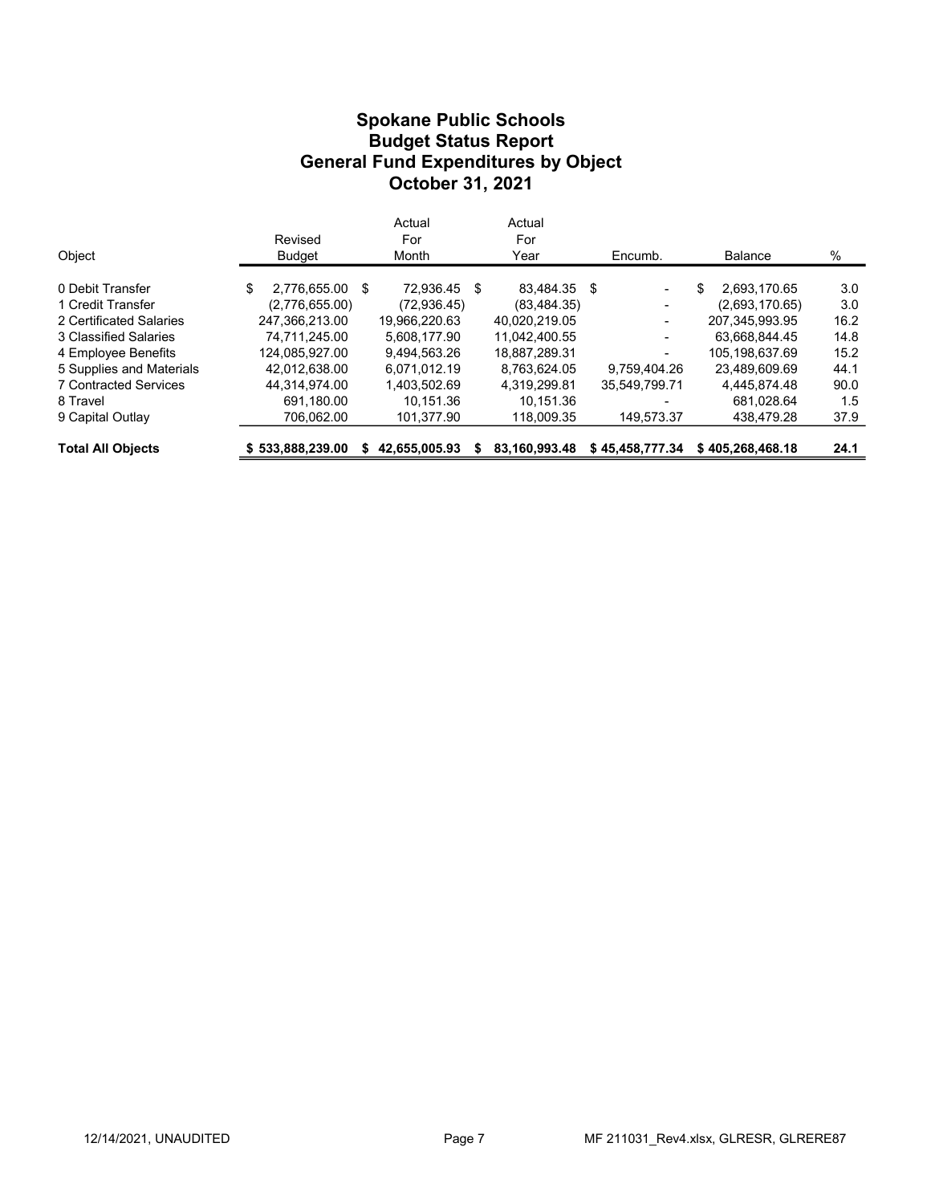# Spokane Public Schools
## Budget Status Report
## General Fund Expenditures by Object
## October 31, 2021

| Object | Revised Budget | Actual For Month | Actual For Year | Encumb. | Balance | % |
|---|---|---|---|---|---|---|
| 0 Debit Transfer | $ 2,776,655.00 | $ 72,936.45 | $ 83,484.35 | $ - | $ 2,693,170.65 | 3.0 |
| 1 Credit Transfer | (2,776,655.00) | (72,936.45) | (83,484.35) | - | (2,693,170.65) | 3.0 |
| 2 Certificated Salaries | 247,366,213.00 | 19,966,220.63 | 40,020,219.05 | - | 207,345,993.95 | 16.2 |
| 3 Classified Salaries | 74,711,245.00 | 5,608,177.90 | 11,042,400.55 | - | 63,668,844.45 | 14.8 |
| 4 Employee Benefits | 124,085,927.00 | 9,494,563.26 | 18,887,289.31 | - | 105,198,637.69 | 15.2 |
| 5 Supplies and Materials | 42,012,638.00 | 6,071,012.19 | 8,763,624.05 | 9,759,404.26 | 23,489,609.69 | 44.1 |
| 7 Contracted Services | 44,314,974.00 | 1,403,502.69 | 4,319,299.81 | 35,549,799.71 | 4,445,874.48 | 90.0 |
| 8 Travel | 691,180.00 | 10,151.36 | 10,151.36 | - | 681,028.64 | 1.5 |
| 9 Capital Outlay | 706,062.00 | 101,377.90 | 118,009.35 | 149,573.37 | 438,479.28 | 37.9 |
| **Total All Objects** | **$ 533,888,239.00** | **$ 42,655,005.93** | **$ 83,160,993.48** | **$ 45,458,777.34** | **$ 405,268,468.18** | **24.1** |

12/14/2021, UNAUDITED

MF 211031_Rev4.xlsx, GLRESR, GLRERE87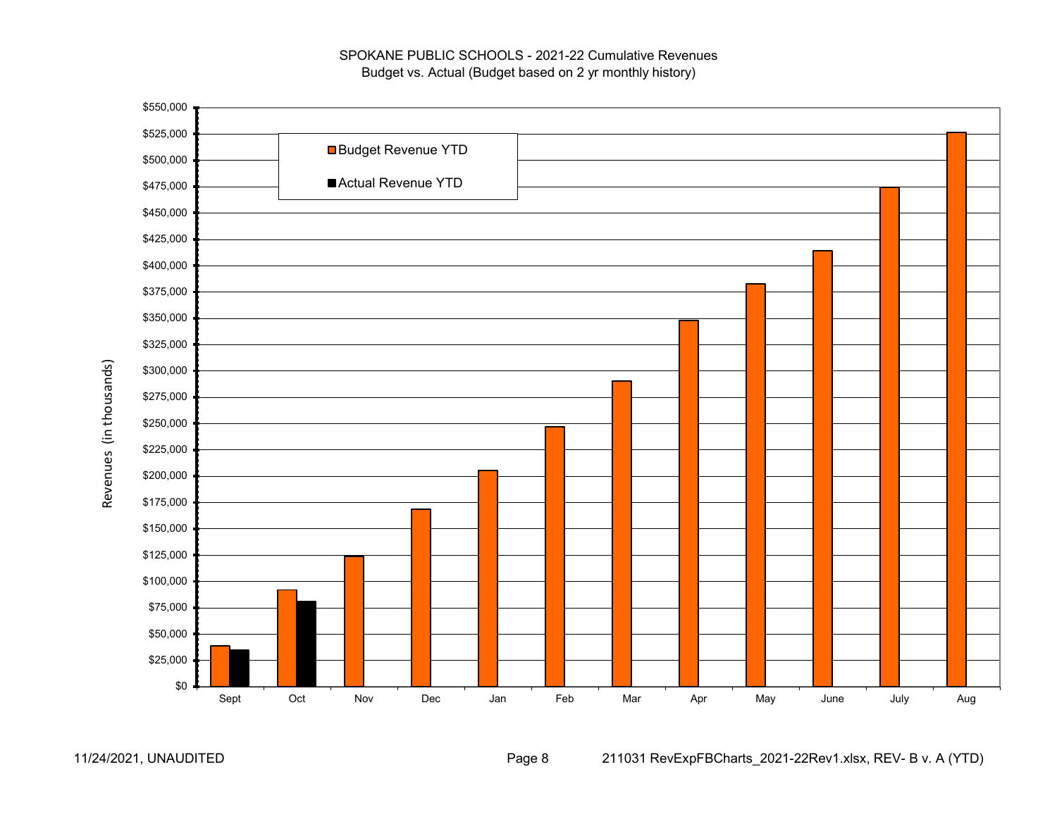SPOKANE PUBLIC SCHOOLS - 2021-22 Cumulative Revenues
Budget vs. Actual (Budget based on 2 yr monthly history)

Revenues (in thousands)

| Month | Budget Revenue YTD | Actual Revenue YTD |
|---|---|---|
| Sept | | |
| Oct | | |
| Nov | | |
| Dec | | |
| Jan | | |
| Feb | | |
| Mar | | |
| Apr | | |
| May | | |
| June | | |
| July | | |
| Aug | | |

11/24/2021, UNAUDITED

211031 RevExpFBCharts_2021-22Rev1.xlsx, REV- B v. A (YTD)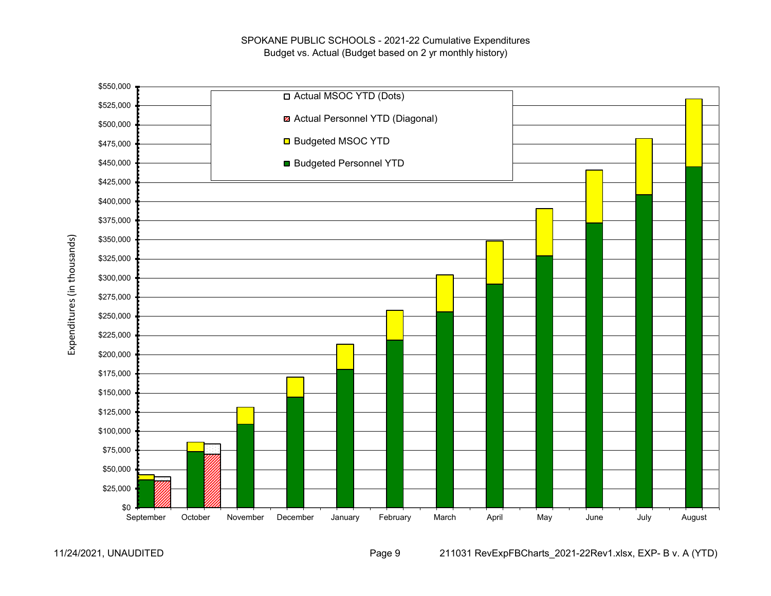SPOKANE PUBLIC SCHOOLS - 2021-22 Cumulative Expenditures
Budget vs. Actual (Budget based on 2 yr monthly history)

Expenditures (in thousands)

$550,000
$525,000
$500,000
$475,000
$450,000
$425,000
$400,000
$375,000
$350,000
$325,000
$300,000
$275,000
$250,000
$225,000
$200,000
$175,000
$150,000
$125,000
$100,000
$75,000
$50,000
$25,000
$0

- Actual MSOC YTD (Dots)
- Actual Personnel YTD (Diagonal)
- Budgeted MSOC YTD
- Budgeted Personnel YTD

September | October | November | December | January | February | March | April | May | June | July | August

11/24/2021, UNAUDITED

211031 RevExpFBCharts_2021-22Rev1.xlsx, EXP- B v. A (YTD)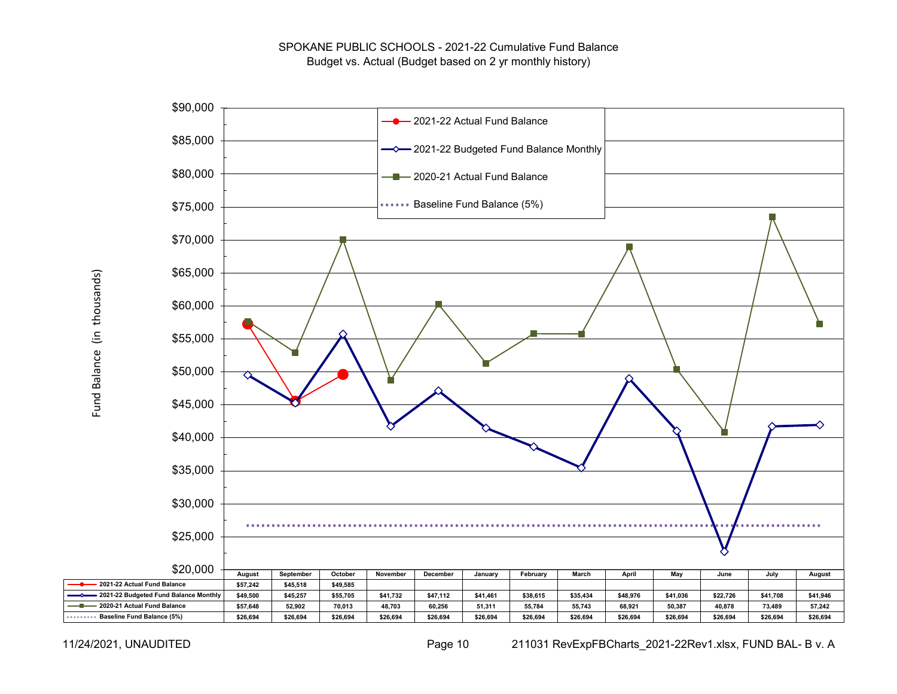# SPOKANE PUBLIC SCHOOLS - 2021-22 Cumulative Fund Balance

Budget vs. Actual (Budget based on 2 yr monthly history)

Fund Balance (in thousands)

| | August | September | October | November | December | January | February | March | April | May | June | July | August |
|---|---|---|---|---|---|---|---|---|---|---|---|---|---|
| 2021-22 Actual Fund Balance | $57,242 | $45,518 | $49,585 | | | | | | | | | | |
| 2021-22 Budgeted Fund Balance Monthly | $49,500 | $45,257 | $55,705 | $41,732 | $47,112 | $41,461 | $38,615 | $35,434 | $48,976 | $41,036 | $22,726 | $41,708 | $41,946 |
| 2020-21 Actual Fund Balance | $57,648 | 52,902 | 70,013 | 48,703 | 60,256 | 51,311 | 55,784 | 55,743 | 68,921 | 50,387 | 40,878 | 73,489 | 57,242 |
| Baseline Fund Balance (5%) | $26,694 | $26,694 | $26,694 | $26,694 | $26,694 | $26,694 | $26,694 | $26,694 | $26,694 | $26,694 | $26,694 | $26,694 | $26,694 |

11/24/2021, UNAUDITED

211031 RevExpFBCharts_2021-22Rev1.xlsx, FUND BAL- B v. A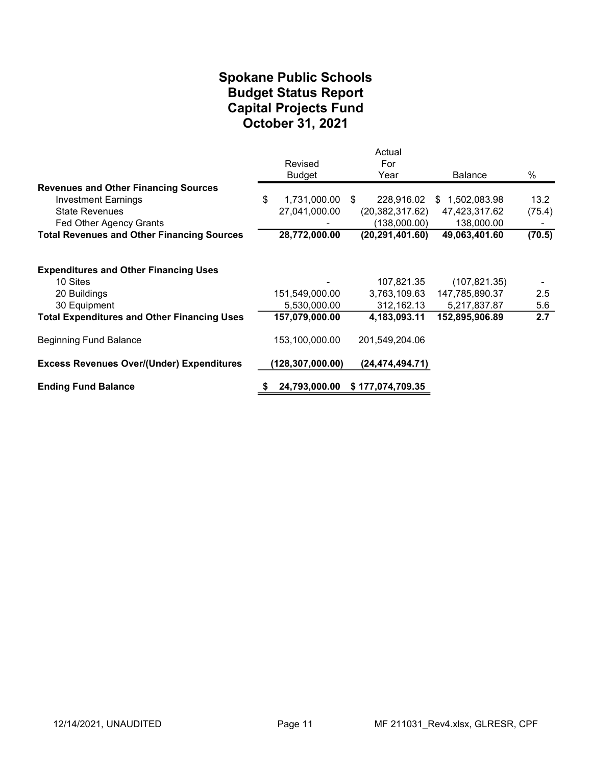# Spokane Public Schools
# Budget Status Report
# Capital Projects Fund
# October 31, 2021

| | Revised Budget | Actual For Year | Balance | % |
|---|---|---|---|---|
| **Revenues and Other Financing Sources** | | | | |
| Investment Earnings | $ 1,731,000.00 | $ 228,916.02 | $ 1,502,083.98 | 13.2 |
| State Revenues | 27,041,000.00 | (20,382,317.62) | 47,423,317.62 | (75.4) |
| Fed Other Agency Grants | - | (138,000.00) | 138,000.00 | - |
| **Total Revenues and Other Financing Sources** | **28,772,000.00** | **(20,291,401.60)** | **49,063,401.60** | **(70.5)** |
| | | | | |
| **Expenditures and Other Financing Uses** | | | | |
| 10 Sites | - | 107,821.35 | (107,821.35) | - |
| 20 Buildings | 151,549,000.00 | 3,763,109.63 | 147,785,890.37 | 2.5 |
| 30 Equipment | 5,530,000.00 | 312,162.13 | 5,217,837.87 | 5.6 |
| **Total Expenditures and Other Financing Uses** | **157,079,000.00** | **4,183,093.11** | **152,895,906.89** | **2.7** |
| | | | | |
| Beginning Fund Balance | 153,100,000.00 | 201,549,204.06 | | |
| | | | | |
| **Excess Revenues Over/(Under) Expenditures** | **(128,307,000.00)** | **(24,474,494.71)** | | |
| | | | | |
| **Ending Fund Balance** | **$ 24,793,000.00** | **$ 177,074,709.35** | | |

12/14/2021, UNAUDITED MF 211031_Rev4.xlsx, GLRESR, CPF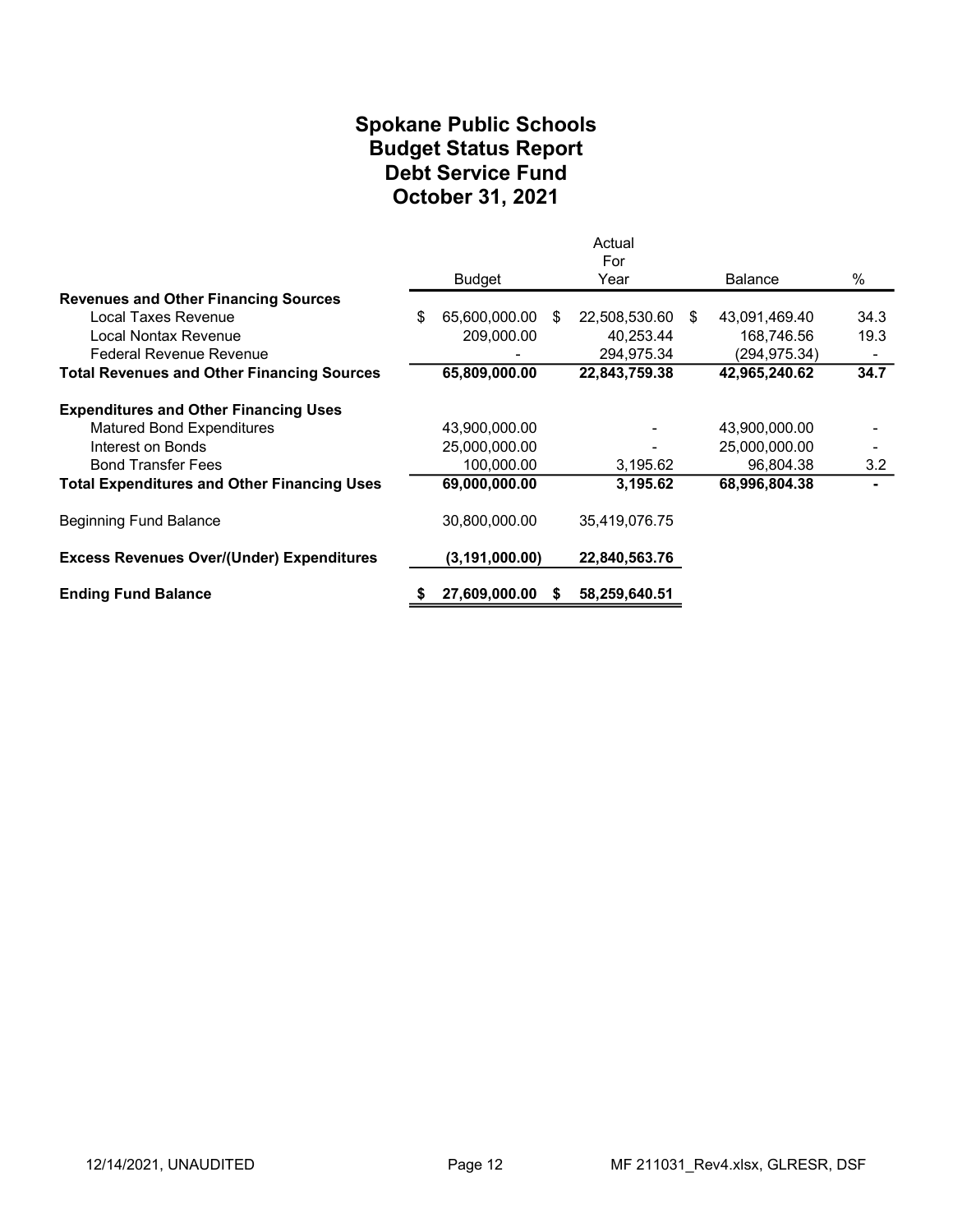# Spokane Public Schools
## Budget Status Report
## Debt Service Fund
## October 31, 2021

| | Budget | Actual For Year | Balance | % |
|---|---|---|---|---|
| **Revenues and Other Financing Sources** | | | | |
| Local Taxes Revenue | $ 65,600,000.00 | $ 22,508,530.60 | $ 43,091,469.40 | 34.3 |
| Local Nontax Revenue | 209,000.00 | 40,253.44 | 168,746.56 | 19.3 |
| Federal Revenue Revenue | - | 294,975.34 | (294,975.34) | - |
| **Total Revenues and Other Financing Sources** | **65,809,000.00** | **22,843,759.38** | **42,965,240.62** | **34.7** |
| **Expenditures and Other Financing Uses** | | | | |
| Matured Bond Expenditures | 43,900,000.00 | - | 43,900,000.00 | - |
| Interest on Bonds | 25,000,000.00 | - | 25,000,000.00 | - |
| Bond Transfer Fees | 100,000.00 | 3,195.62 | 96,804.38 | 3.2 |
| **Total Expenditures and Other Financing Uses** | **69,000,000.00** | **3,195.62** | **68,996,804.38** | **-** |
| Beginning Fund Balance | 30,800,000.00 | 35,419,076.75 | | |
| **Excess Revenues Over/(Under) Expenditures** | **(3,191,000.00)** | **22,840,563.76** | | |
| **Ending Fund Balance** | **$ 27,609,000.00** | **$ 58,259,640.51** | | |

12/14/2021, UNAUDITED MF 211031_Rev4.xlsx, GLRESR, DSF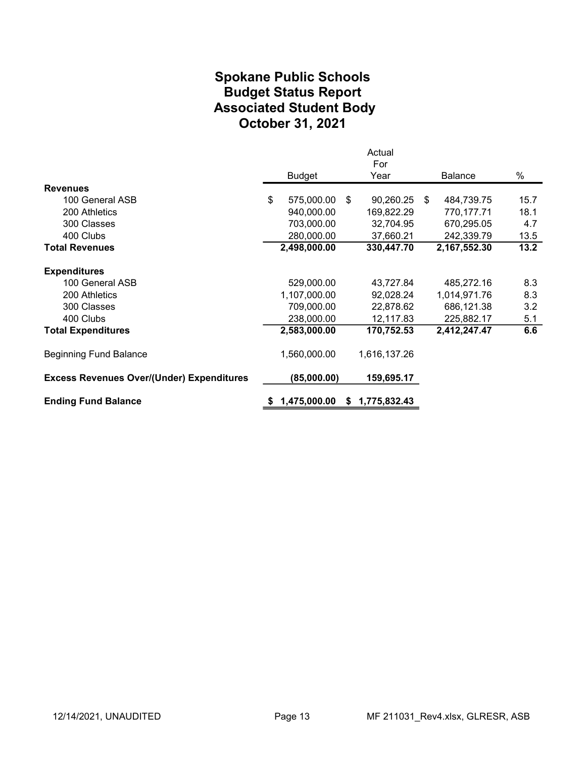# Spokane Public Schools
## Budget Status Report
## Associated Student Body
## October 31, 2021

| | Budget | Actual For Year | Balance | % |
|---|---|---|---|---|
| **Revenues** | | | | |
| 100 General ASB | $ 575,000.00 | $ 90,260.25 | $ 484,739.75 | 15.7 |
| 200 Athletics | 940,000.00 | 169,822.29 | 770,177.71 | 18.1 |
| 300 Classes | 703,000.00 | 32,704.95 | 670,295.05 | 4.7 |
| 400 Clubs | 280,000.00 | 37,660.21 | 242,339.79 | 13.5 |
| **Total Revenues** | **2,498,000.00** | **330,447.70** | **2,167,552.30** | **13.2** |
| **Expenditures** | | | | |
| 100 General ASB | 529,000.00 | 43,727.84 | 485,272.16 | 8.3 |
| 200 Athletics | 1,107,000.00 | 92,028.24 | 1,014,971.76 | 8.3 |
| 300 Classes | 709,000.00 | 22,878.62 | 686,121.38 | 3.2 |
| 400 Clubs | 238,000.00 | 12,117.83 | 225,882.17 | 5.1 |
| **Total Expenditures** | **2,583,000.00** | **170,752.53** | **2,412,247.47** | **6.6** |
| Beginning Fund Balance | 1,560,000.00 | 1,616,137.26 | | |
| **Excess Revenues Over/(Under) Expenditures** | **(85,000.00)** | **159,695.17** | | |
| **Ending Fund Balance** | **$ 1,475,000.00** | **$ 1,775,832.43** | | |

12/14/2021, UNAUDITED MF 211031_Rev4.xlsx, GLRESR, ASB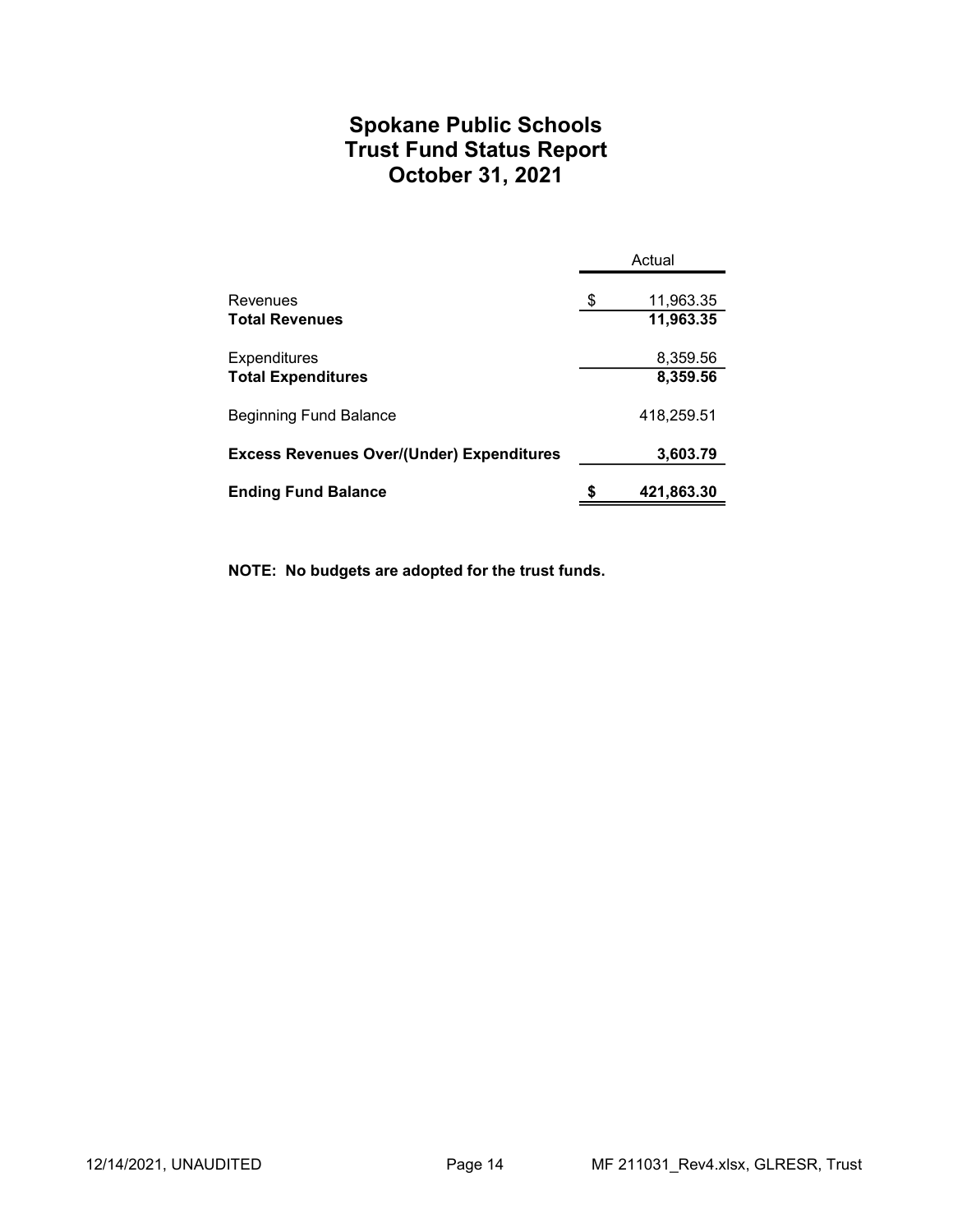# Spokane Public Schools
# Trust Fund Status Report
# October 31, 2021

| | Actual |
|---|---|
| Revenues | $ 11,963.35 |
| **Total Revenues** | **11,963.35** |
| Expenditures | 8,359.56 |
| **Total Expenditures** | **8,359.56** |
| Beginning Fund Balance | 418,259.51 |
| **Excess Revenues Over/(Under) Expenditures** | **3,603.79** |
| **Ending Fund Balance** | **$ 421,863.30** |

**NOTE: No budgets are adopted for the trust funds.**

12/14/2021, UNAUDITED MF 211031_Rev4.xlsx, GLRESR, Trust